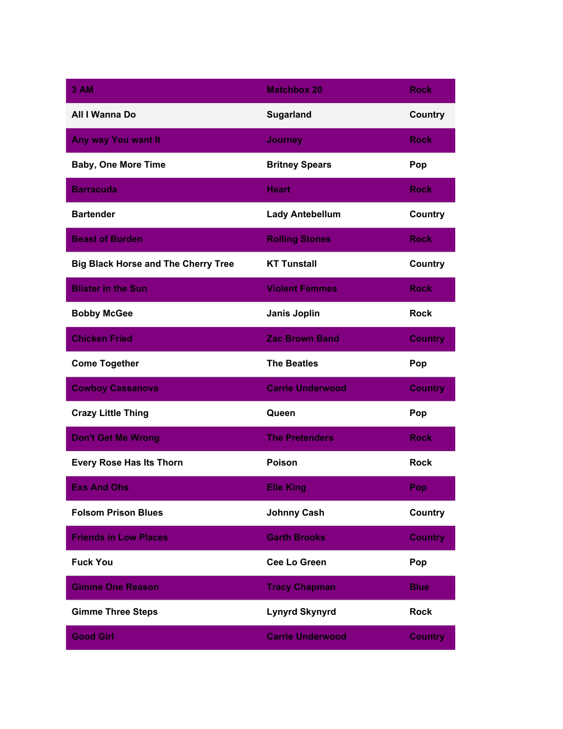| 3 AM | Matchbox 20 | Rock |
| --- | --- | --- |
| All I Wanna Do | Sugarland | Country |
| Any way You want It | Journey | Rock |
| Baby, One More Time | Britney Spears | Pop |
| Barracuda | Heart | Rock |
| Bartender | Lady Antebellum | Country |
| Beast of Burden | Rolling Stones | Rock |
| Big Black Horse and The Cherry Tree | KT Tunstall | Country |
| Blister in the Sun | Violent Femmes | Rock |
| Bobby McGee | Janis Joplin | Rock |
| Chicken Fried | Zac Brown Band | Country |
| Come Together | The Beatles | Pop |
| Cowboy Cassanova | Carrie Underwood | Country |
| Crazy Little Thing | Queen | Pop |
| Don't Get Me Wrong | The Pretenders | Rock |
| Every Rose Has Its Thorn | Poison | Rock |
| Exs And Ohs | Elle King | Pop |
| Folsom Prison Blues | Johnny Cash | Country |
| Friends in Low Places | Garth Brooks | Country |
| Fuck You | Cee Lo Green | Pop |
| Gimme One Reason | Tracy Chapman | Blue |
| Gimme Three Steps | Lynyrd Skynyrd | Rock |
| Good Girl | Carrie Underwood | Country |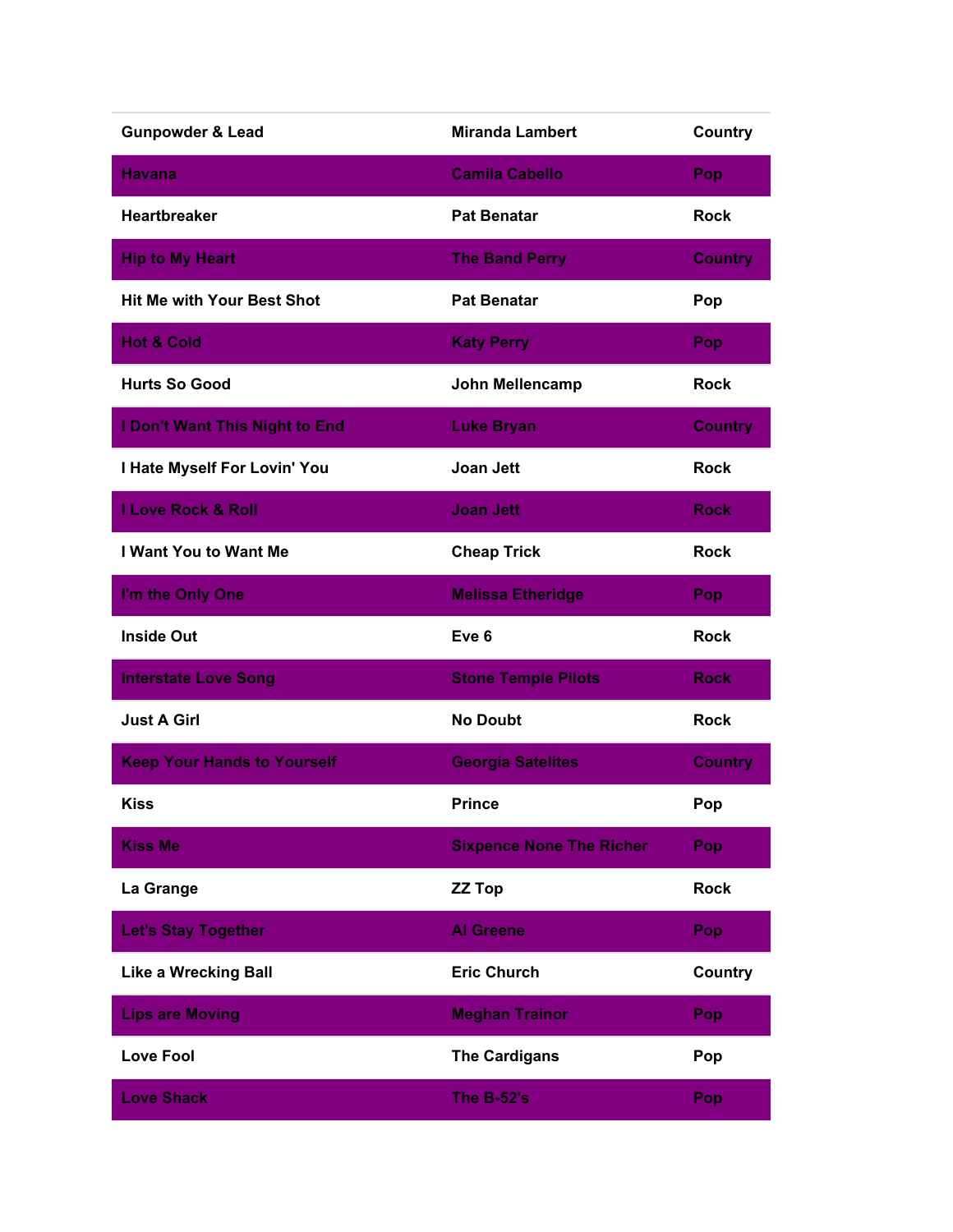| | | |
|---|---|---|
| Gunpowder & Lead | Miranda Lambert | Country |
| Havana | Camila Cabello | Pop |
| Heartbreaker | Pat Benatar | Rock |
| Hip to My Heart | The Band Perry | Country |
| Hit Me with Your Best Shot | Pat Benatar | Pop |
| Hot & Cold | Katy Perry | Pop |
| Hurts So Good | John Mellencamp | Rock |
| I Don't Want This Night to End | Luke Bryan | Country |
| I Hate Myself For Lovin' You | Joan Jett | Rock |
| I Love Rock & Roll | Joan Jett | Rock |
| I Want You to Want Me | Cheap Trick | Rock |
| I'm the Only One | Melissa Etheridge | Pop |
| Inside Out | Eve 6 | Rock |
| Interstate Love Song | Stone Temple Pilots | Rock |
| Just A Girl | No Doubt | Rock |
| Keep Your Hands to Yourself | Georgia Satelites | Country |
| Kiss | Prince | Pop |
| Kiss Me | Sixpence None The Richer | Pop |
| La Grange | ZZ Top | Rock |
| Let's Stay Together | Al Greene | Pop |
| Like a Wrecking Ball | Eric Church | Country |
| Lips are Moving | Meghan Trainor | Pop |
| Love Fool | The Cardigans | Pop |
| Love Shack | The B-52's | Pop |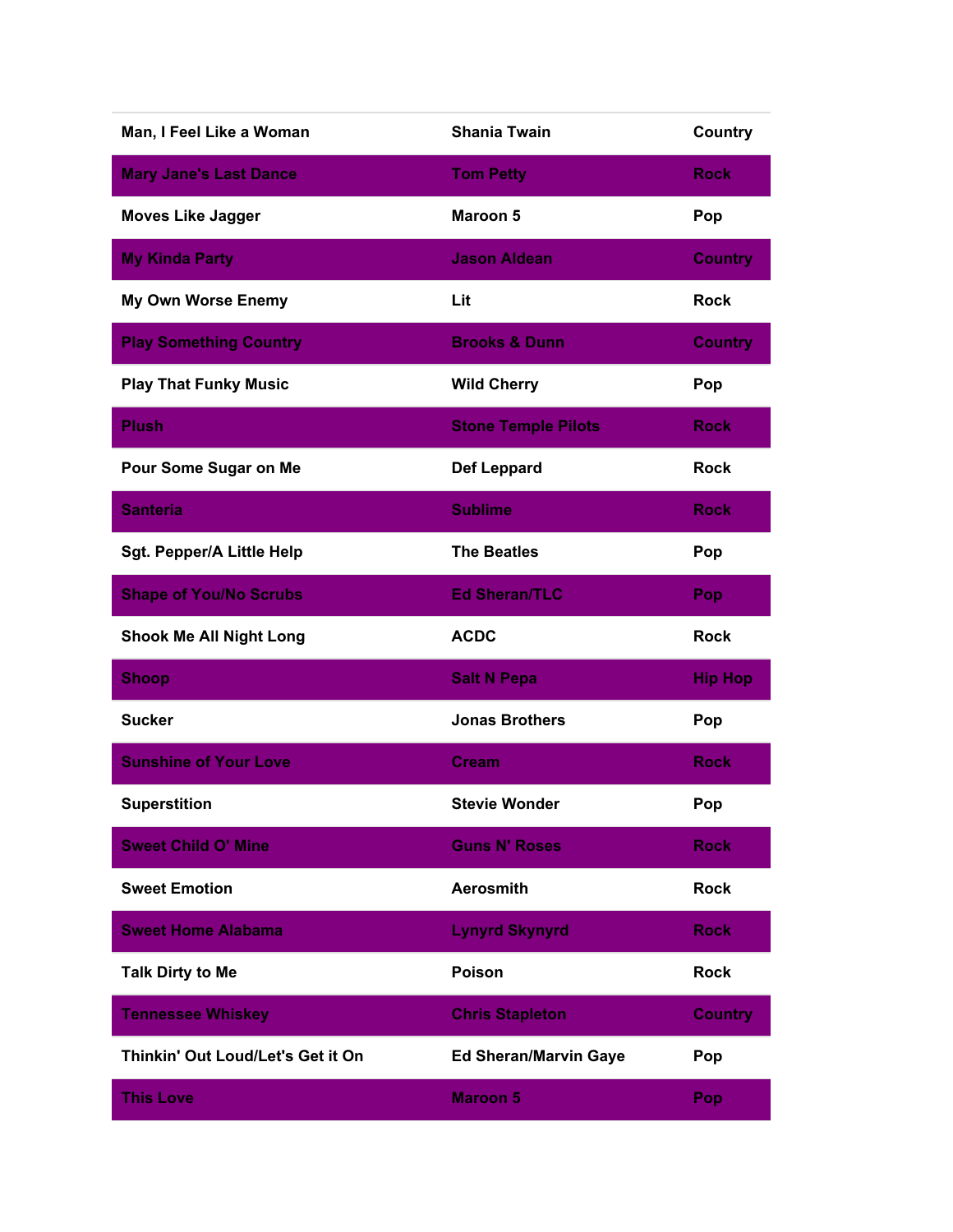| | | |
|---|---|---|
| Man, I Feel Like a Woman | Shania Twain | Country |
| Mary Jane's Last Dance | Tom Petty | Rock |
| Moves Like Jagger | Maroon 5 | Pop |
| My Kinda Party | Jason Aldean | Country |
| My Own Worse Enemy | Lit | Rock |
| Play Something Country | Brooks & Dunn | Country |
| Play That Funky Music | Wild Cherry | Pop |
| Plush | Stone Temple Pilots | Rock |
| Pour Some Sugar on Me | Def Leppard | Rock |
| Santeria | Sublime | Rock |
| Sgt. Pepper/A Little Help | The Beatles | Pop |
| Shape of You/No Scrubs | Ed Sheran/TLC | Pop |
| Shook Me All Night Long | ACDC | Rock |
| Shoop | Salt N Pepa | Hip Hop |
| Sucker | Jonas Brothers | Pop |
| Sunshine of Your Love | Cream | Rock |
| Superstition | Stevie Wonder | Pop |
| Sweet Child O' Mine | Guns N' Roses | Rock |
| Sweet Emotion | Aerosmith | Rock |
| Sweet Home Alabama | Lynyrd Skynyrd | Rock |
| Talk Dirty to Me | Poison | Rock |
| Tennessee Whiskey | Chris Stapleton | Country |
| Thinkin' Out Loud/Let's Get it On | Ed Sheran/Marvin Gaye | Pop |
| This Love | Maroon 5 | Pop |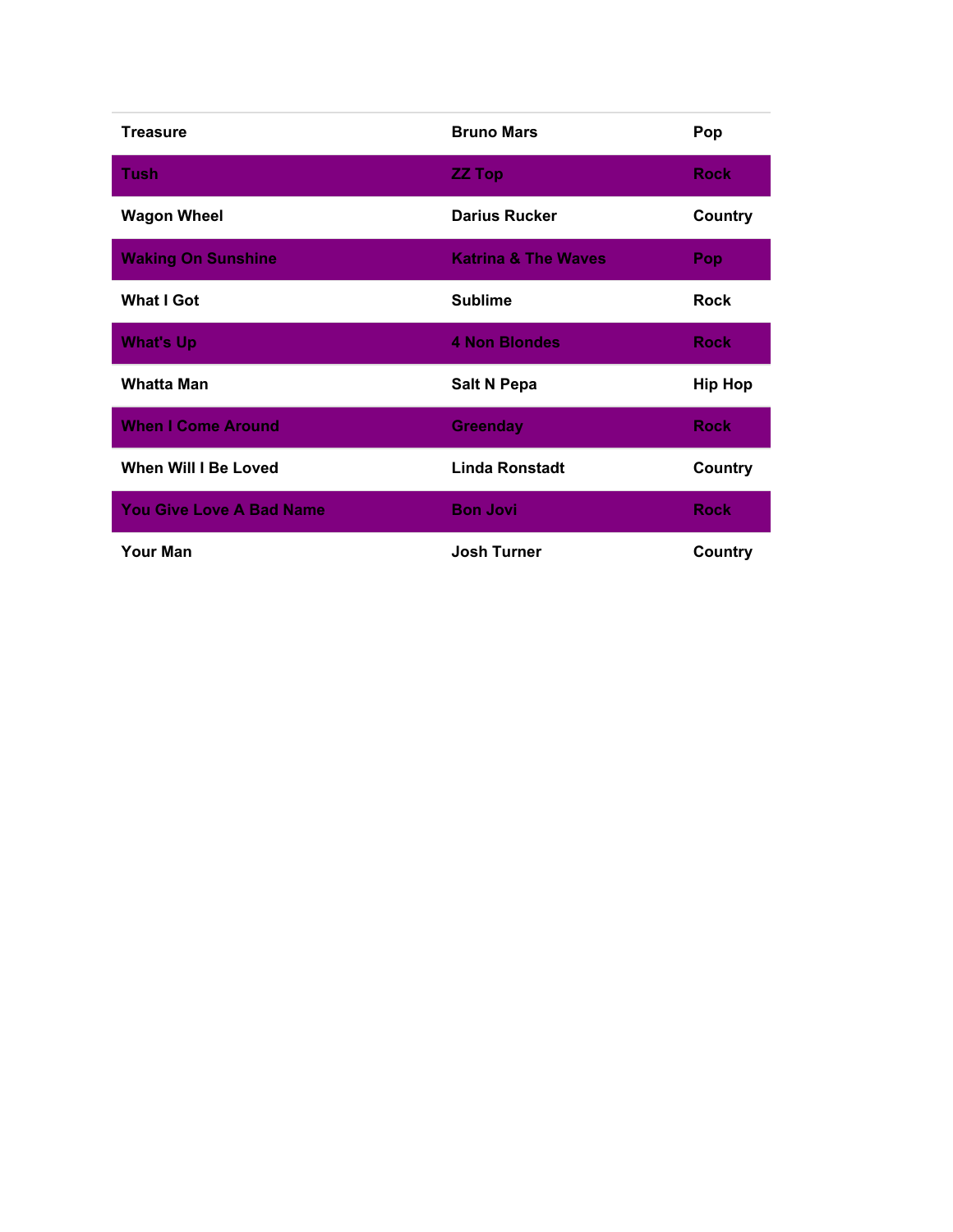| | | |
|---|---|---|
| **Treasure** | **Bruno Mars** | **Pop** |
| **Tush** | **ZZ Top** | **Rock** |
| **Wagon Wheel** | **Darius Rucker** | **Country** |
| **Waking On Sunshine** | **Katrina & The Waves** | **Pop** |
| **What I Got** | **Sublime** | **Rock** |
| **What's Up** | **4 Non Blondes** | **Rock** |
| **Whatta Man** | **Salt N Pepa** | **Hip Hop** |
| **When I Come Around** | **Greenday** | **Rock** |
| **When Will I Be Loved** | **Linda Ronstadt** | **Country** |
| **You Give Love A Bad Name** | **Bon Jovi** | **Rock** |
| **Your Man** | **Josh Turner** | **Country** |